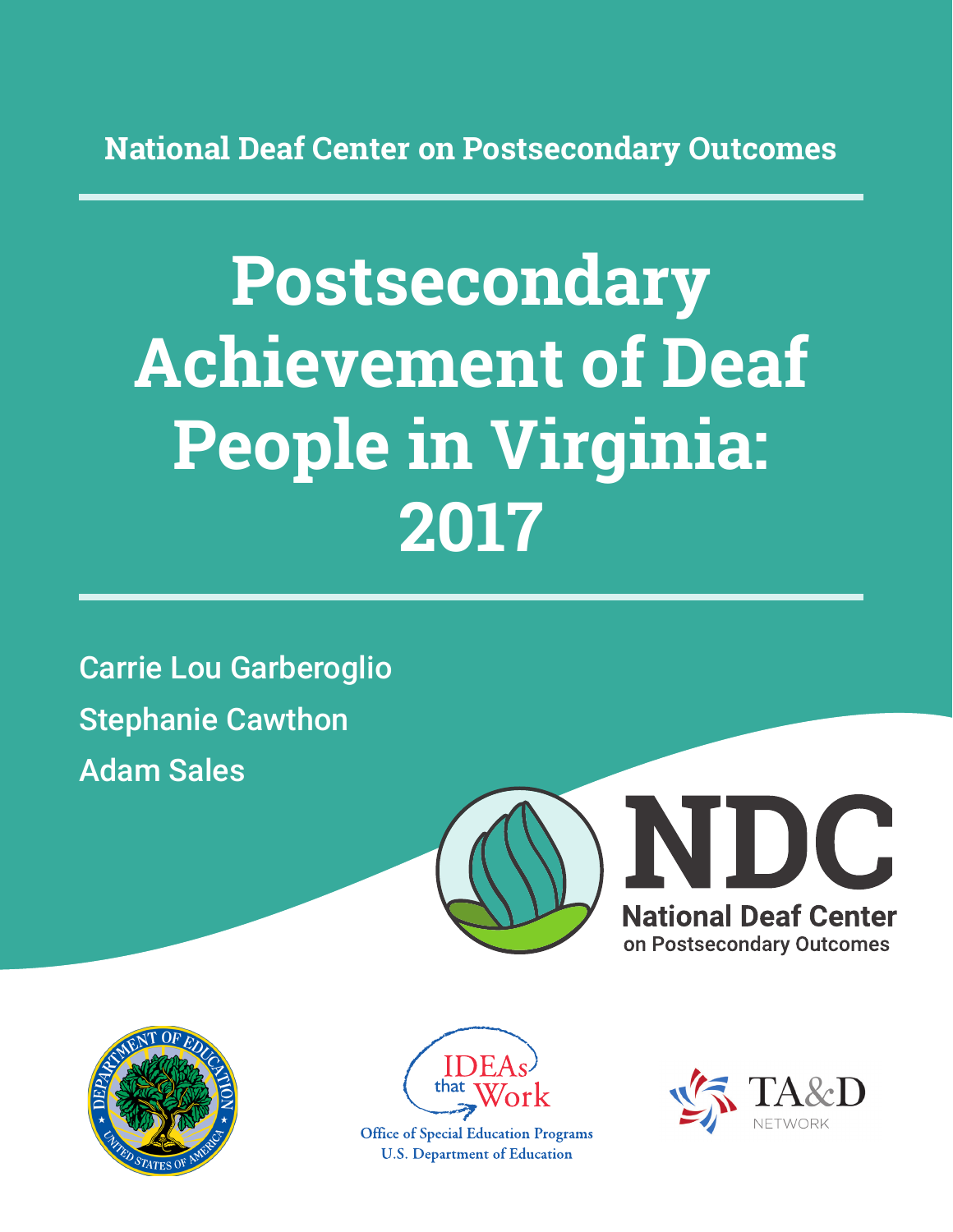National Deaf Center on Postsecondary Outcomes

# Postsecondary Achievement of Deaf People in Virginia: 2017

Carrie Lou Garberoglio

Stephanie Cawthon

Adam Sales

NDC

National Deaf Center on Postsecondary Outcomes

IDEAs that Work

Office of Special Education Programs

U.S. Department of Education

TA&D NETWORK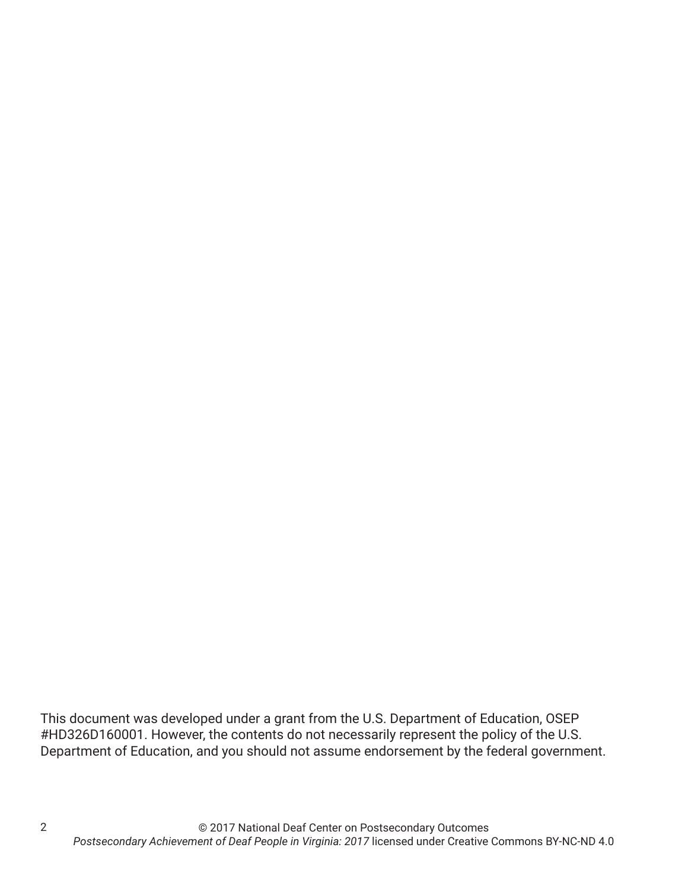This document was developed under a grant from the U.S. Department of Education, OSEP #HD326D160001. However, the contents do not necessarily represent the policy of the U.S. Department of Education, and you should not assume endorsement by the federal government.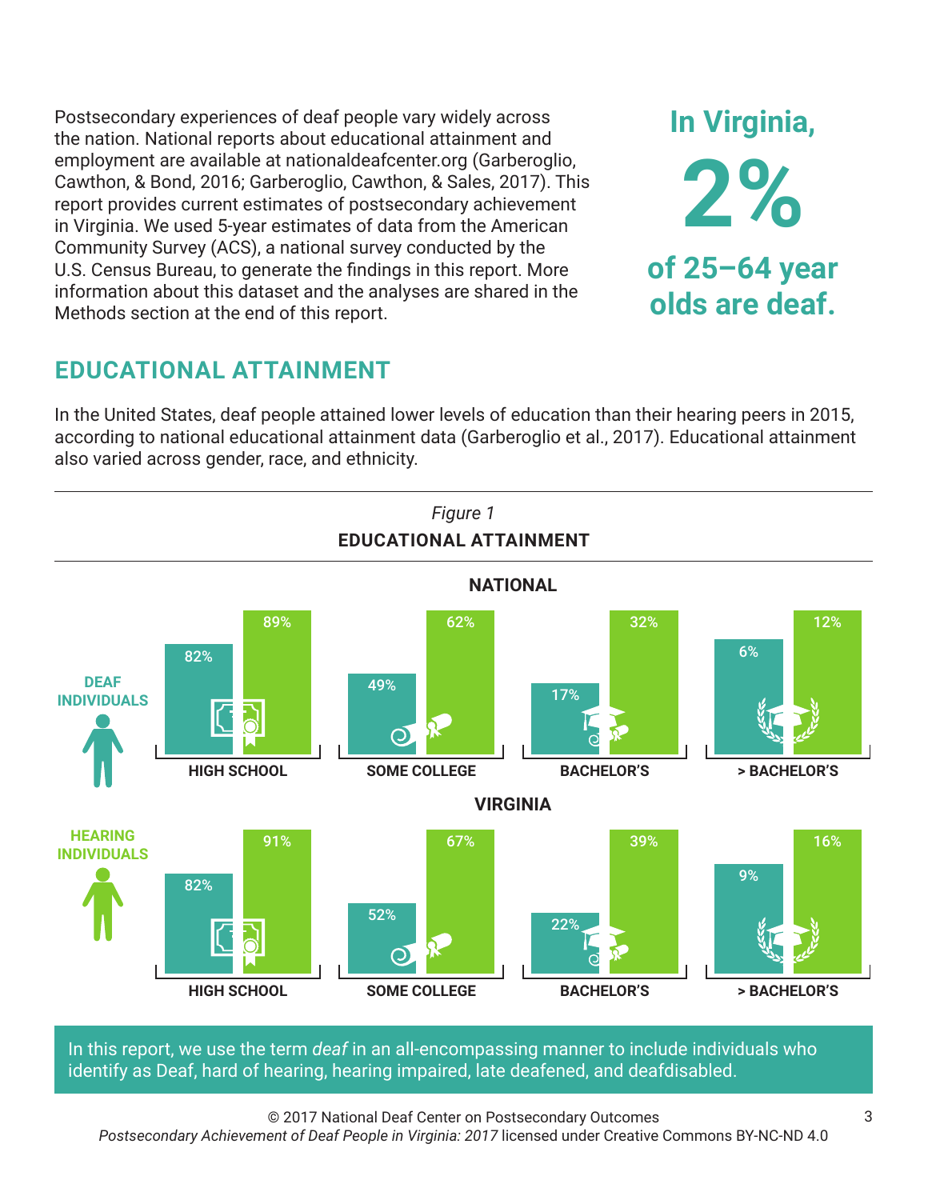Postsecondary experiences of deaf people vary widely across the nation. National reports about educational attainment and employment are available at nationaldeafcenter.org (Garberoglio, Cawthon, & Bond, 2016; Garberoglio, Cawthon, & Sales, 2017). This report provides current estimates of postsecondary achievement in Virginia. We used 5-year estimates of data from the American Community Survey (ACS), a national survey conducted by the U.S. Census Bureau, to generate the findings in this report. More information about this dataset and the analyses are shared in the Methods section at the end of this report.

**In Virginia, 2% of 25–64 year olds are deaf.**

## EDUCATIONAL ATTAINMENT

In the United States, deaf people attained lower levels of education than their hearing peers in 2015, according to national educational attainment data (Garberoglio et al., 2017). Educational attainment also varied across gender, race, and ethnicity.

*Figure 1*

**EDUCATIONAL ATTAINMENT**

**NATIONAL**

| | HIGH SCHOOL | SOME COLLEGE | BACHELOR'S | > BACHELOR'S |
|---|---|---|---|---|
| DEAF INDIVIDUALS | 82% | 49% | 17% | 6% |
| HEARING INDIVIDUALS | 89% | 62% | 32% | 12% |

**VIRGINIA**

| | HIGH SCHOOL | SOME COLLEGE | BACHELOR'S | > BACHELOR'S |
|---|---|---|---|---|
| DEAF INDIVIDUALS | 82% | 52% | 22% | 9% |
| HEARING INDIVIDUALS | 91% | 67% | 39% | 16% |

In this report, we use the term *deaf* in an all-encompassing manner to include individuals who identify as Deaf, hard of hearing, hearing impaired, late deafened, and deafdisabled.

© 2017 National Deaf Center on Postsecondary Outcomes
*Postsecondary Achievement of Deaf People in Virginia: 2017* licensed under Creative Commons BY-NC-ND 4.0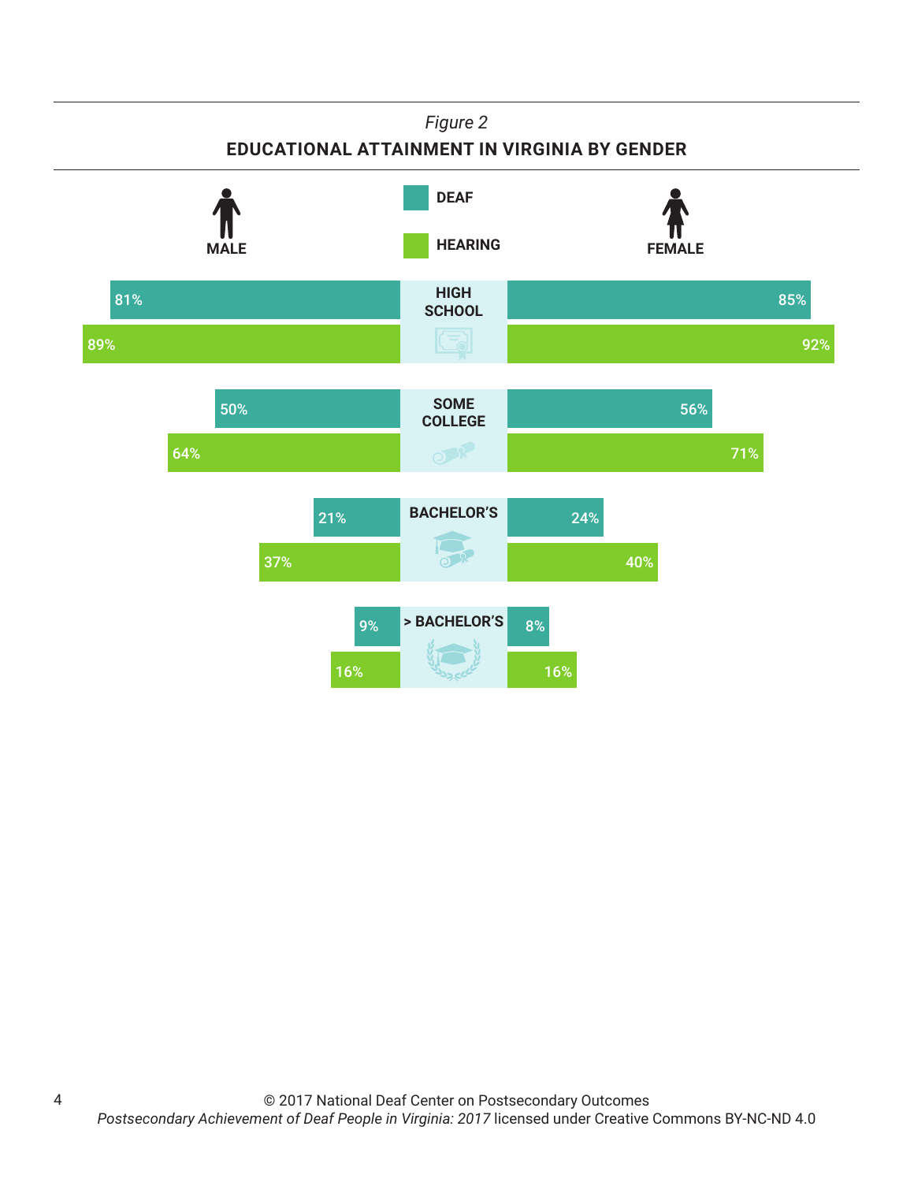*Figure 2*

**EDUCATIONAL ATTAINMENT IN VIRGINIA BY GENDER**

| | Male – Deaf | Male – Hearing | Female – Deaf | Female – Hearing |
|---|---|---|---|---|
| HIGH SCHOOL | 81% | 89% | 85% | 92% |
| SOME COLLEGE | 50% | 64% | 56% | 71% |
| BACHELOR'S | 21% | 37% | 24% | 40% |
| > BACHELOR'S | 9% | 16% | 8% | 16% |

© 2017 National Deaf Center on Postsecondary Outcomes
*Postsecondary Achievement of Deaf People in Virginia: 2017* licensed under Creative Commons BY-NC-ND 4.0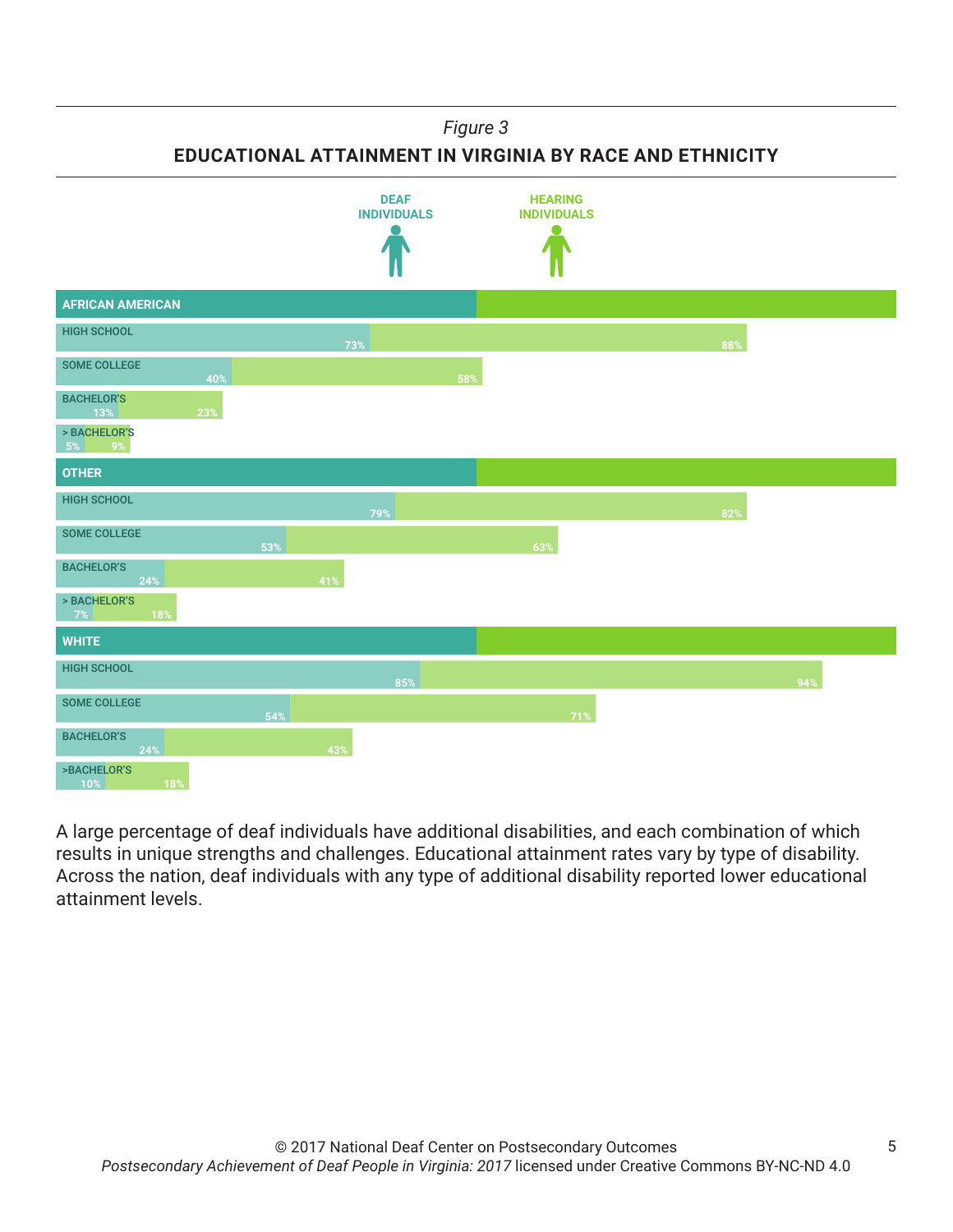*Figure 3*

**EDUCATIONAL ATTAINMENT IN VIRGINIA BY RACE AND ETHNICITY**

| | DEAF INDIVIDUALS | HEARING INDIVIDUALS |
|---|---|---|
| **AFRICAN AMERICAN** | | |
| HIGH SCHOOL | 73% | 88% |
| SOME COLLEGE | 40% | 58% |
| BACHELOR'S | 13% | 23% |
| > BACHELOR'S | 5% | 9% |
| **OTHER** | | |
| HIGH SCHOOL | 79% | 82% |
| SOME COLLEGE | 53% | 63% |
| BACHELOR'S | 24% | 41% |
| > BACHELOR'S | 7% | 18% |
| **WHITE** | | |
| HIGH SCHOOL | 85% | 94% |
| SOME COLLEGE | 54% | 71% |
| BACHELOR'S | 24% | 43% |
| >BACHELOR'S | 10% | 18% |

A large percentage of deaf individuals have additional disabilities, and each combination of which results in unique strengths and challenges. Educational attainment rates vary by type of disability. Across the nation, deaf individuals with any type of additional disability reported lower educational attainment levels.

© 2017 National Deaf Center on Postsecondary Outcomes
*Postsecondary Achievement of Deaf People in Virginia: 2017* licensed under Creative Commons BY-NC-ND 4.0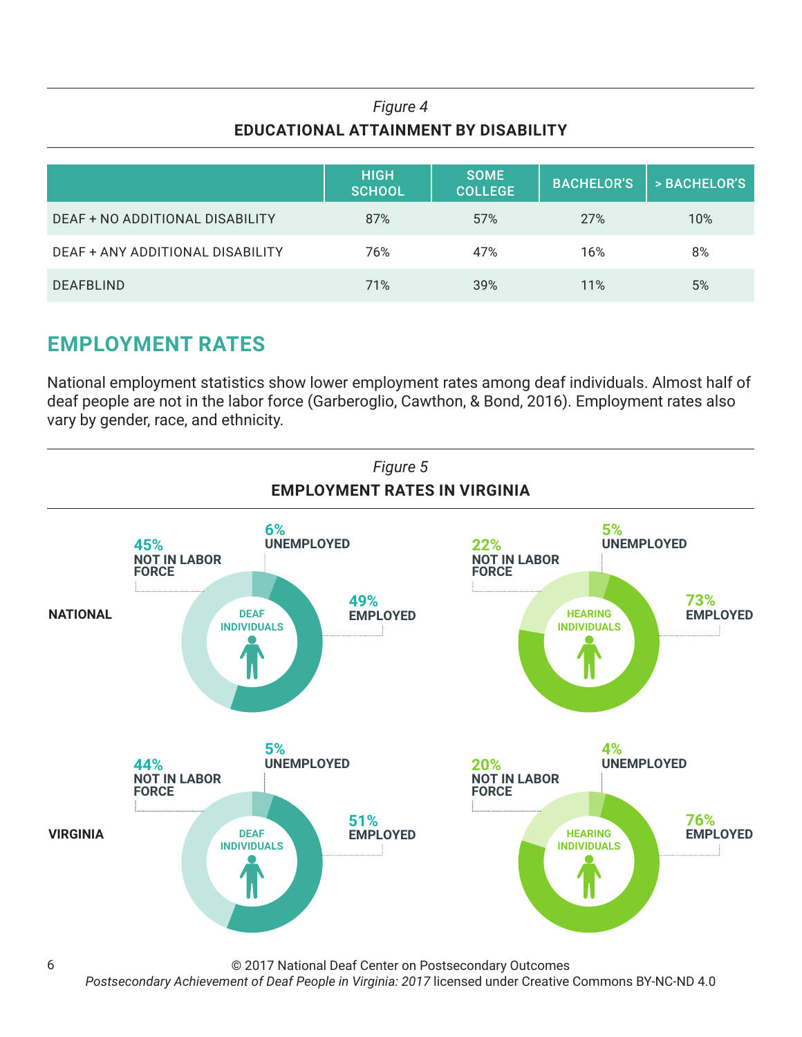*Figure 4*

**EDUCATIONAL ATTAINMENT BY DISABILITY**

| | HIGH SCHOOL | SOME COLLEGE | BACHELOR'S | > BACHELOR'S |
|---|---|---|---|---|
| DEAF + NO ADDITIONAL DISABILITY | 87% | 57% | 27% | 10% |
| DEAF + ANY ADDITIONAL DISABILITY | 76% | 47% | 16% | 8% |
| DEAFBLIND | 71% | 39% | 11% | 5% |

## EMPLOYMENT RATES

National employment statistics show lower employment rates among deaf individuals. Almost half of deaf people are not in the labor force (Garberoglio, Cawthon, & Bond, 2016). Employment rates also vary by gender, race, and ethnicity.

*Figure 5*

**EMPLOYMENT RATES IN VIRGINIA**

**NATIONAL**

DEAF INDIVIDUALS: 45% NOT IN LABOR FORCE; 6% UNEMPLOYED; 49% EMPLOYED

HEARING INDIVIDUALS: 22% NOT IN LABOR FORCE; 5% UNEMPLOYED; 73% EMPLOYED

**VIRGINIA**

DEAF INDIVIDUALS: 44% NOT IN LABOR FORCE; 5% UNEMPLOYED; 51% EMPLOYED

HEARING INDIVIDUALS: 20% NOT IN LABOR FORCE; 4% UNEMPLOYED; 76% EMPLOYED

© 2017 National Deaf Center on Postsecondary Outcomes
*Postsecondary Achievement of Deaf People in Virginia: 2017* licensed under Creative Commons BY-NC-ND 4.0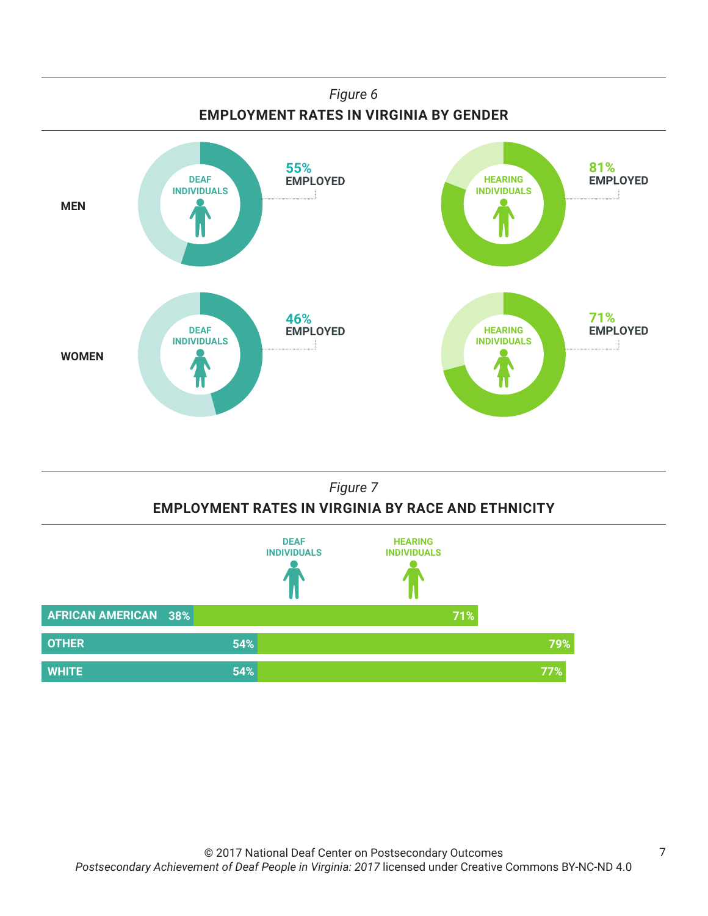*Figure 6*

**EMPLOYMENT RATES IN VIRGINIA BY GENDER**

| | DEAF INDIVIDUALS | HEARING INDIVIDUALS |
|---|---|---|
| MEN | 55% EMPLOYED | 81% EMPLOYED |
| WOMEN | 46% EMPLOYED | 71% EMPLOYED |

*Figure 7*

**EMPLOYMENT RATES IN VIRGINIA BY RACE AND ETHNICITY**

| | DEAF INDIVIDUALS | HEARING INDIVIDUALS |
|---|---|---|
| AFRICAN AMERICAN | 38% | 71% |
| OTHER | 54% | 79% |
| WHITE | 54% | 77% |

© 2017 National Deaf Center on Postsecondary Outcomes
*Postsecondary Achievement of Deaf People in Virginia: 2017* licensed under Creative Commons BY-NC-ND 4.0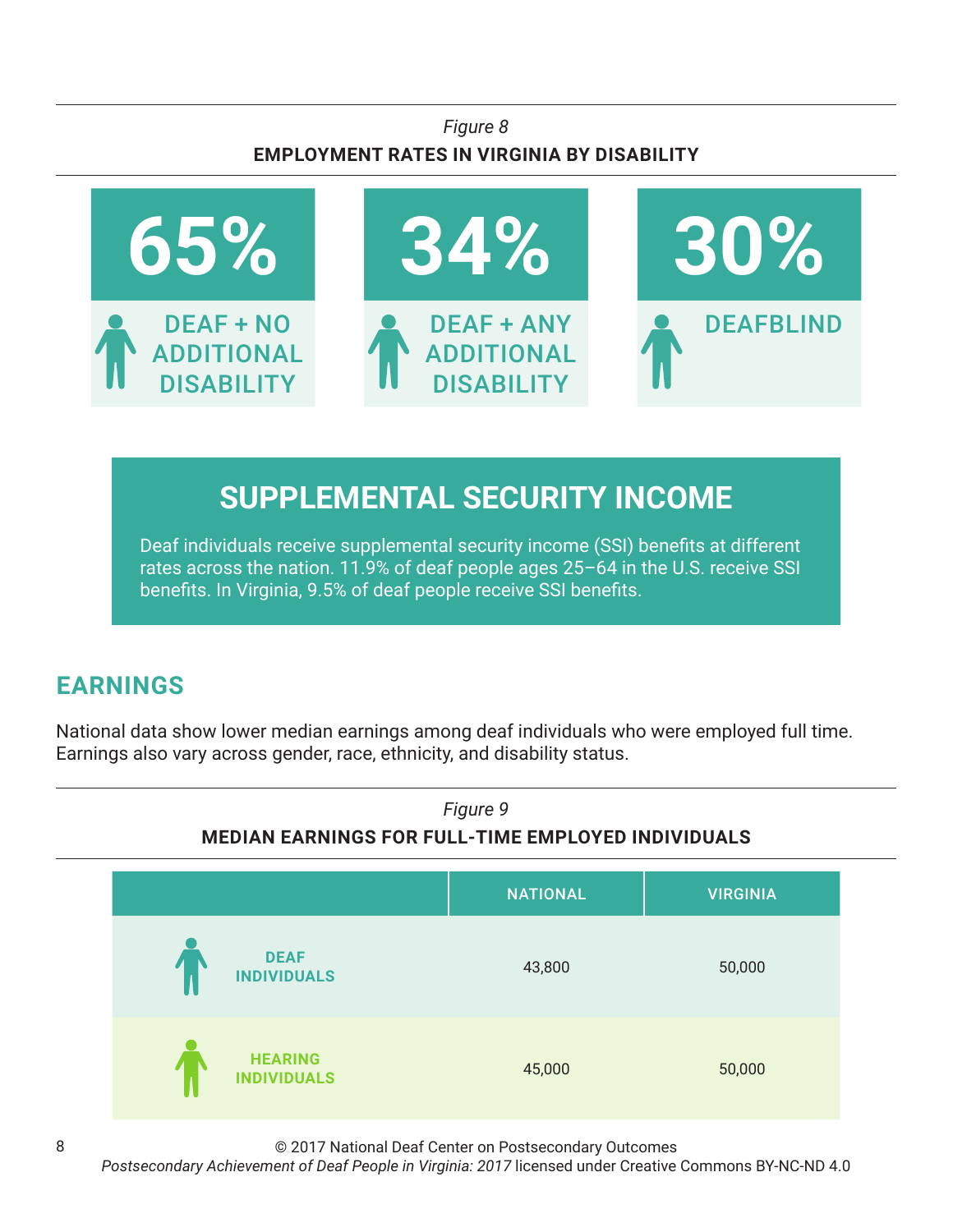*Figure 8*

**EMPLOYMENT RATES IN VIRGINIA BY DISABILITY**

| 65% | 34% | 30% |
|---|---|---|
| DEAF + NO ADDITIONAL DISABILITY | DEAF + ANY ADDITIONAL DISABILITY | DEAFBLIND |

## SUPPLEMENTAL SECURITY INCOME

Deaf individuals receive supplemental security income (SSI) benefits at different rates across the nation. 11.9% of deaf people ages 25–64 in the U.S. receive SSI benefits. In Virginia, 9.5% of deaf people receive SSI benefits.

## EARNINGS

National data show lower median earnings among deaf individuals who were employed full time. Earnings also vary across gender, race, ethnicity, and disability status.

*Figure 9*

**MEDIAN EARNINGS FOR FULL-TIME EMPLOYED INDIVIDUALS**

| | NATIONAL | VIRGINIA |
|---|---|---|
| DEAF INDIVIDUALS | 43,800 | 50,000 |
| HEARING INDIVIDUALS | 45,000 | 50,000 |

© 2017 National Deaf Center on Postsecondary Outcomes
*Postsecondary Achievement of Deaf People in Virginia: 2017* licensed under Creative Commons BY-NC-ND 4.0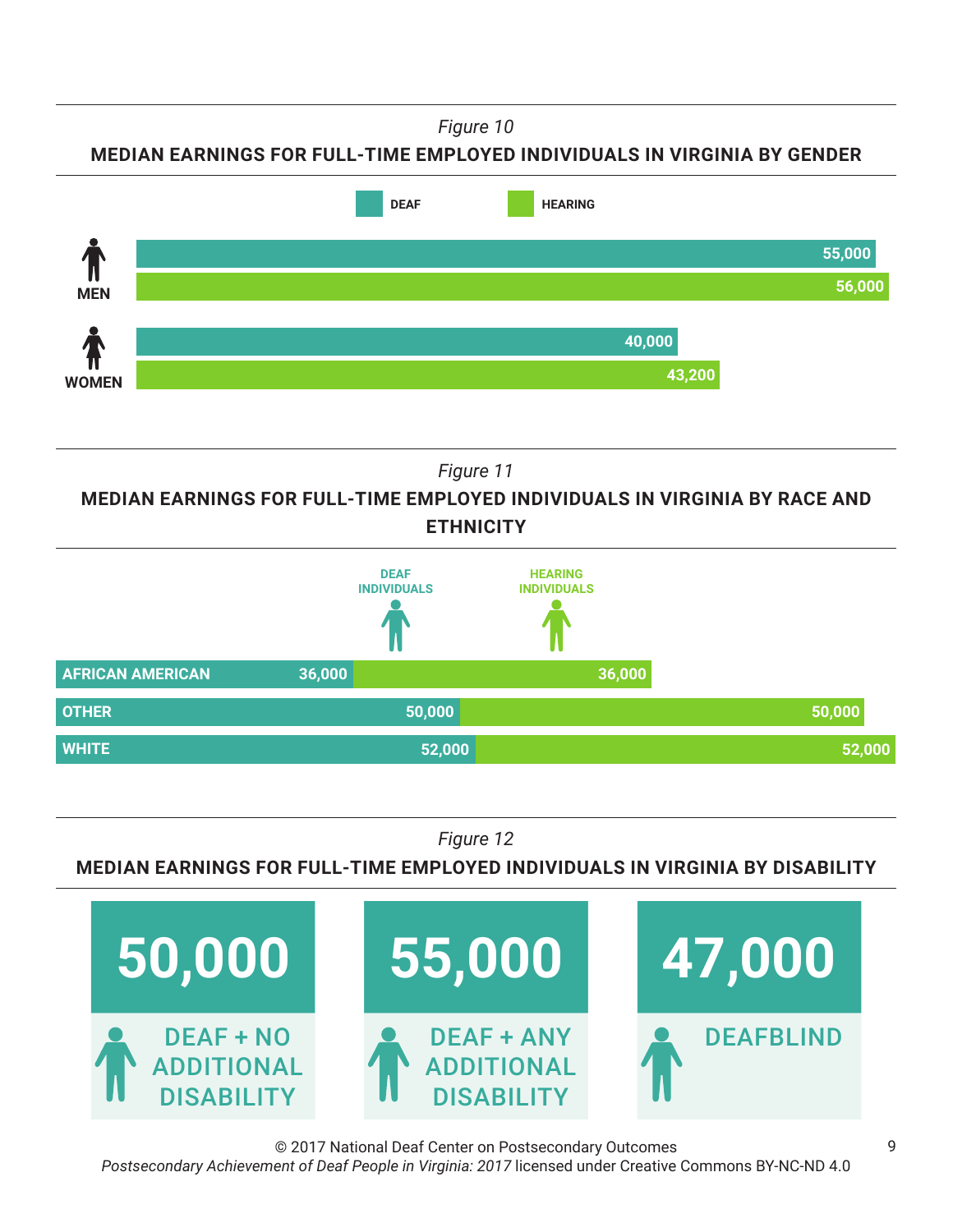*Figure 10*

**MEDIAN EARNINGS FOR FULL-TIME EMPLOYED INDIVIDUALS IN VIRGINIA BY GENDER**

| | DEAF | HEARING |
|---|---|---|
| MEN | 55,000 | 56,000 |
| WOMEN | 40,000 | 43,200 |

*Figure 11*

**MEDIAN EARNINGS FOR FULL-TIME EMPLOYED INDIVIDUALS IN VIRGINIA BY RACE AND ETHNICITY**

| | DEAF INDIVIDUALS | HEARING INDIVIDUALS |
|---|---|---|
| AFRICAN AMERICAN | 36,000 | 36,000 |
| OTHER | 50,000 | 50,000 |
| WHITE | 52,000 | 52,000 |

*Figure 12*

**MEDIAN EARNINGS FOR FULL-TIME EMPLOYED INDIVIDUALS IN VIRGINIA BY DISABILITY**

| DEAF + NO ADDITIONAL DISABILITY | DEAF + ANY ADDITIONAL DISABILITY | DEAFBLIND |
|---|---|---|
| 50,000 | 55,000 | 47,000 |

© 2017 National Deaf Center on Postsecondary Outcomes
*Postsecondary Achievement of Deaf People in Virginia: 2017* licensed under Creative Commons BY-NC-ND 4.0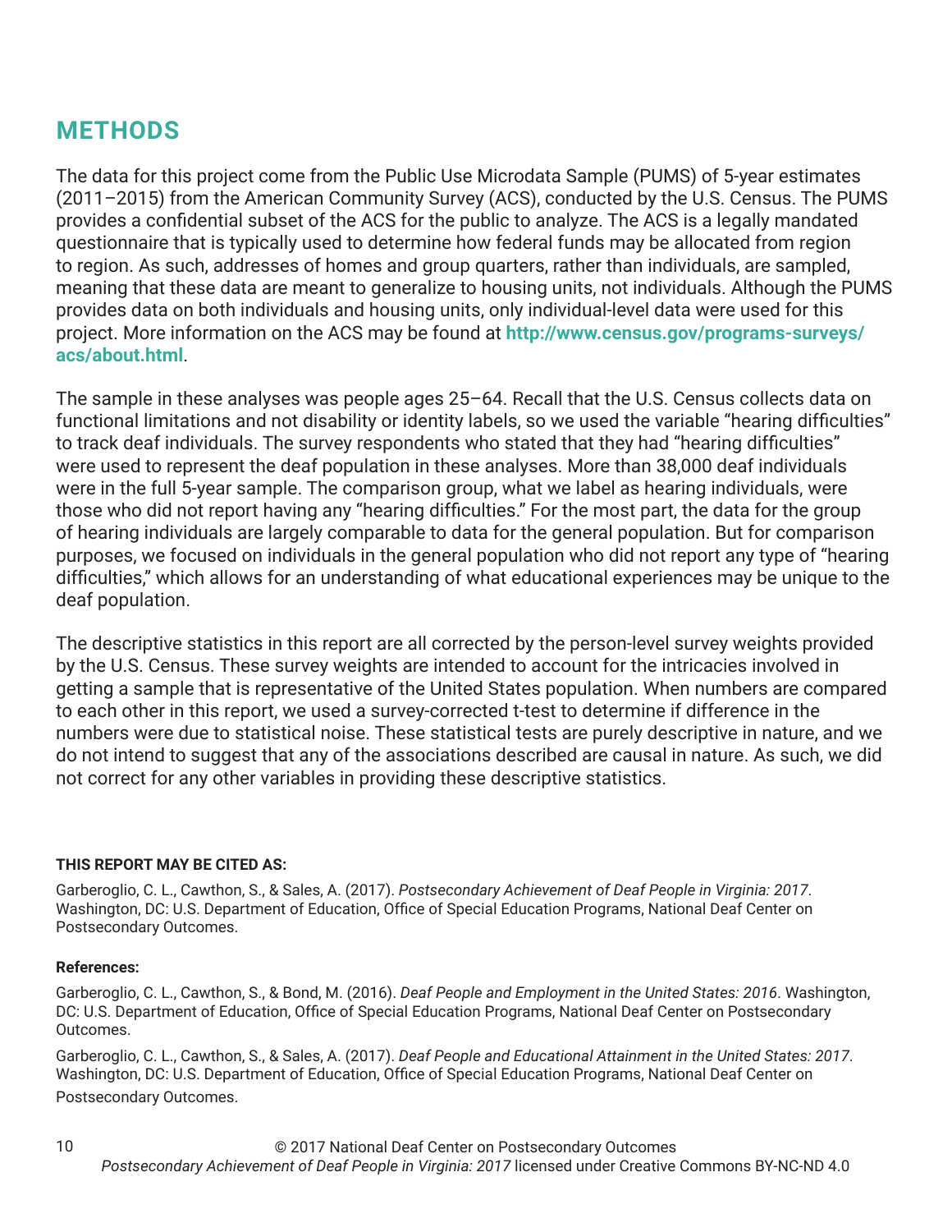# METHODS

The data for this project come from the Public Use Microdata Sample (PUMS) of 5-year estimates (2011–2015) from the American Community Survey (ACS), conducted by the U.S. Census. The PUMS provides a confidential subset of the ACS for the public to analyze. The ACS is a legally mandated questionnaire that is typically used to determine how federal funds may be allocated from region to region. As such, addresses of homes and group quarters, rather than individuals, are sampled, meaning that these data are meant to generalize to housing units, not individuals. Although the PUMS provides data on both individuals and housing units, only individual-level data were used for this project. More information on the ACS may be found at **http://www.census.gov/programs-surveys/acs/about.html**.

The sample in these analyses was people ages 25–64. Recall that the U.S. Census collects data on functional limitations and not disability or identity labels, so we used the variable "hearing difficulties" to track deaf individuals. The survey respondents who stated that they had "hearing difficulties" were used to represent the deaf population in these analyses. More than 38,000 deaf individuals were in the full 5-year sample. The comparison group, what we label as hearing individuals, were those who did not report having any "hearing difficulties." For the most part, the data for the group of hearing individuals are largely comparable to data for the general population. But for comparison purposes, we focused on individuals in the general population who did not report any type of "hearing difficulties," which allows for an understanding of what educational experiences may be unique to the deaf population.

The descriptive statistics in this report are all corrected by the person-level survey weights provided by the U.S. Census. These survey weights are intended to account for the intricacies involved in getting a sample that is representative of the United States population. When numbers are compared to each other in this report, we used a survey-corrected t-test to determine if difference in the numbers were due to statistical noise. These statistical tests are purely descriptive in nature, and we do not intend to suggest that any of the associations described are causal in nature. As such, we did not correct for any other variables in providing these descriptive statistics.

**THIS REPORT MAY BE CITED AS:**

Garberoglio, C. L., Cawthon, S., & Sales, A. (2017). *Postsecondary Achievement of Deaf People in Virginia: 2017*. Washington, DC: U.S. Department of Education, Office of Special Education Programs, National Deaf Center on Postsecondary Outcomes.

**References:**

Garberoglio, C. L., Cawthon, S., & Bond, M. (2016). *Deaf People and Employment in the United States: 2016*. Washington, DC: U.S. Department of Education, Office of Special Education Programs, National Deaf Center on Postsecondary Outcomes.

Garberoglio, C. L., Cawthon, S., & Sales, A. (2017). *Deaf People and Educational Attainment in the United States: 2017*. Washington, DC: U.S. Department of Education, Office of Special Education Programs, National Deaf Center on Postsecondary Outcomes.

© 2017 National Deaf Center on Postsecondary Outcomes
*Postsecondary Achievement of Deaf People in Virginia: 2017* licensed under Creative Commons BY-NC-ND 4.0